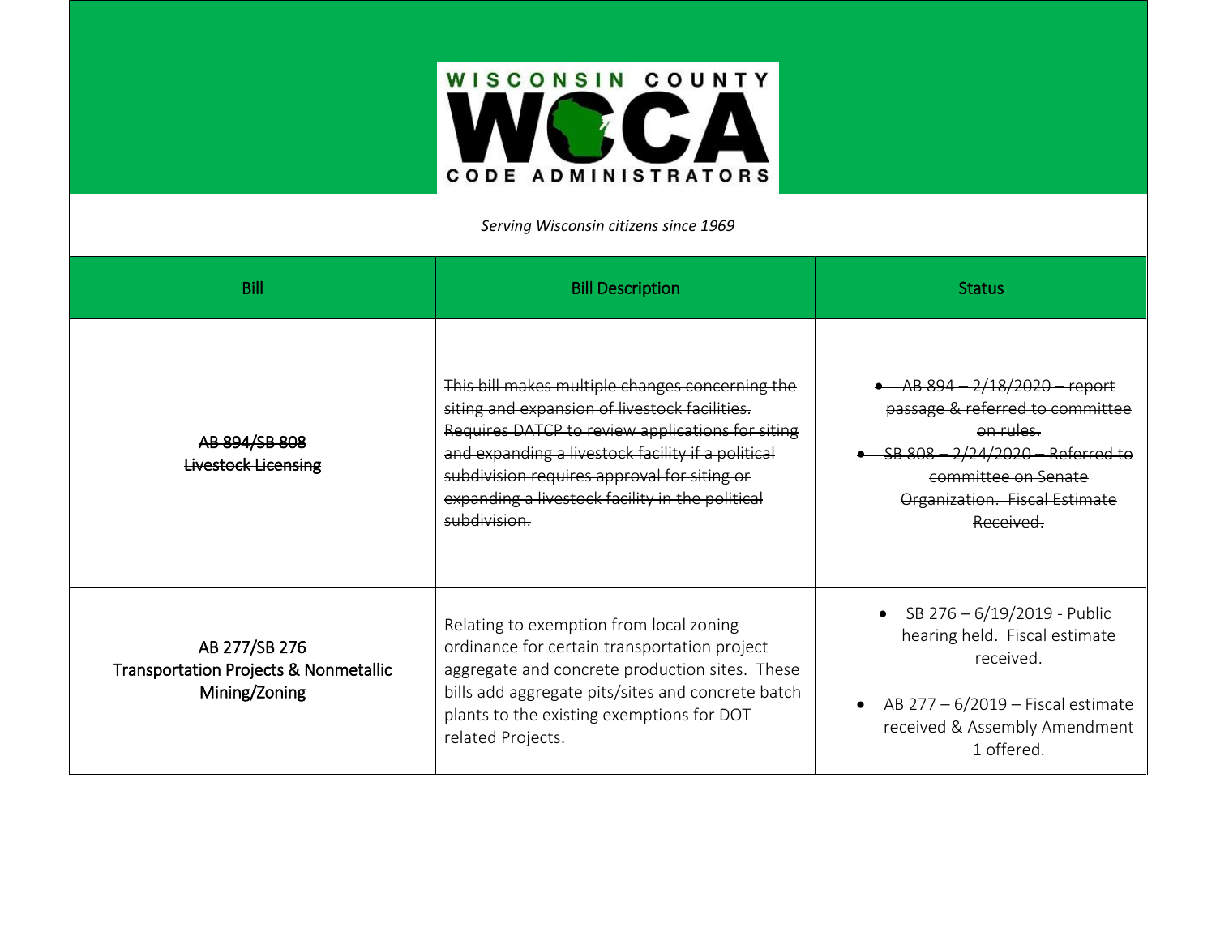WISCONSIN COUNTY CODE ADMINISTRATORS

*Serving Wisconsin citizens since 1969*

| Bill | Bill Description | Status |
|---|---|---|
| ~~AB 894/SB 808~~<br>~~Livestock Licensing~~ | ~~This bill makes multiple changes concerning the siting and expansion of livestock facilities. Requires DATCP to review applications for siting and expanding a livestock facility if a political subdivision requires approval for siting or expanding a livestock facility in the political subdivision.~~ | • ~~AB 894 – 2/18/2020 – report passage & referred to committee on rules.~~<br>• ~~SB 808 – 2/24/2020 – Referred to committee on Senate Organization. Fiscal Estimate Received.~~ |
| AB 277/SB 276<br>Transportation Projects & Nonmetallic Mining/Zoning | Relating to exemption from local zoning ordinance for certain transportation project aggregate and concrete production sites. These bills add aggregate pits/sites and concrete batch plants to the existing exemptions for DOT related Projects. | • SB 276 – 6/19/2019 - Public hearing held. Fiscal estimate received.<br>• AB 277 – 6/2019 – Fiscal estimate received & Assembly Amendment 1 offered. |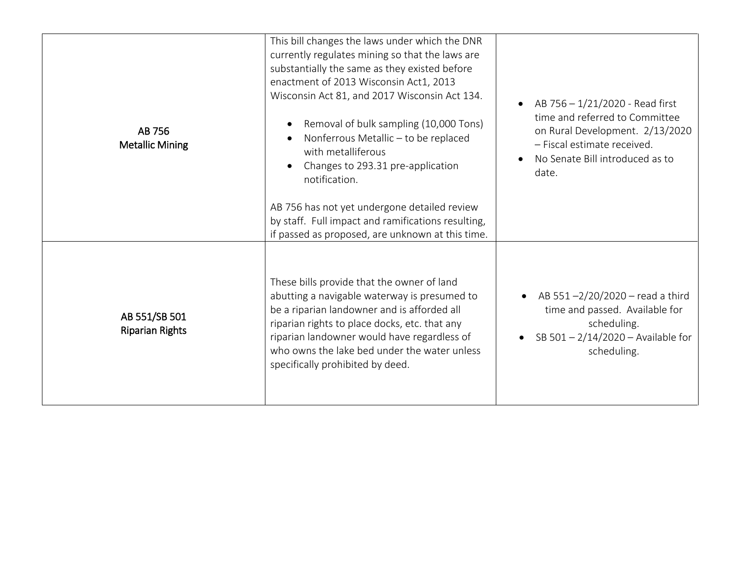| | | |
|---|---|---|
| **AB 756**<br>**Metallic Mining** | This bill changes the laws under which the DNR currently regulates mining so that the laws are substantially the same as they existed before enactment of 2013 Wisconsin Act1, 2013 Wisconsin Act 81, and 2017 Wisconsin Act 134.<br><br>• Removal of bulk sampling (10,000 Tons)<br>• Nonferrous Metallic – to be replaced with metalliferous<br>• Changes to 293.31 pre-application notification.<br><br>AB 756 has not yet undergone detailed review by staff. Full impact and ramifications resulting, if passed as proposed, are unknown at this time. | • AB 756 – 1/21/2020 - Read first time and referred to Committee on Rural Development. 2/13/2020 – Fiscal estimate received.<br>• No Senate Bill introduced as to date. |
| **AB 551/SB 501**<br>**Riparian Rights** | These bills provide that the owner of land abutting a navigable waterway is presumed to be a riparian landowner and is afforded all riparian rights to place docks, etc. that any riparian landowner would have regardless of who owns the lake bed under the water unless specifically prohibited by deed. | • AB 551 –2/20/2020 – read a third time and passed. Available for scheduling.<br>• SB 501 – 2/14/2020 – Available for scheduling. |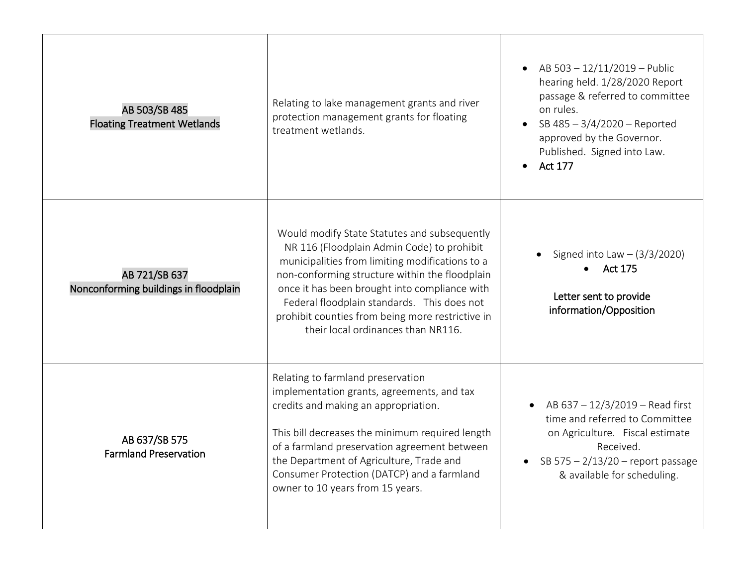| | | |
|---|---|---|
| AB 503/SB 485<br>Floating Treatment Wetlands | Relating to lake management grants and river protection management grants for floating treatment wetlands. | • AB 503 – 12/11/2019 – Public hearing held. 1/28/2020 Report passage & referred to committee on rules.<br>• SB 485 – 3/4/2020 – Reported approved by the Governor. Published. Signed into Law.<br>• Act 177 |
| AB 721/SB 637<br>Nonconforming buildings in floodplain | Would modify State Statutes and subsequently NR 116 (Floodplain Admin Code) to prohibit municipalities from limiting modifications to a non-conforming structure within the floodplain once it has been brought into compliance with Federal floodplain standards. This does not prohibit counties from being more restrictive in their local ordinances than NR116. | • Signed into Law – (3/3/2020)<br>• Act 175<br><br>Letter sent to provide information/Opposition |
| AB 637/SB 575<br>Farmland Preservation | Relating to farmland preservation implementation grants, agreements, and tax credits and making an appropriation.<br><br>This bill decreases the minimum required length of a farmland preservation agreement between the Department of Agriculture, Trade and Consumer Protection (DATCP) and a farmland owner to 10 years from 15 years. | • AB 637 – 12/3/2019 – Read first time and referred to Committee on Agriculture. Fiscal estimate Received.<br>• SB 575 – 2/13/20 – report passage & available for scheduling. |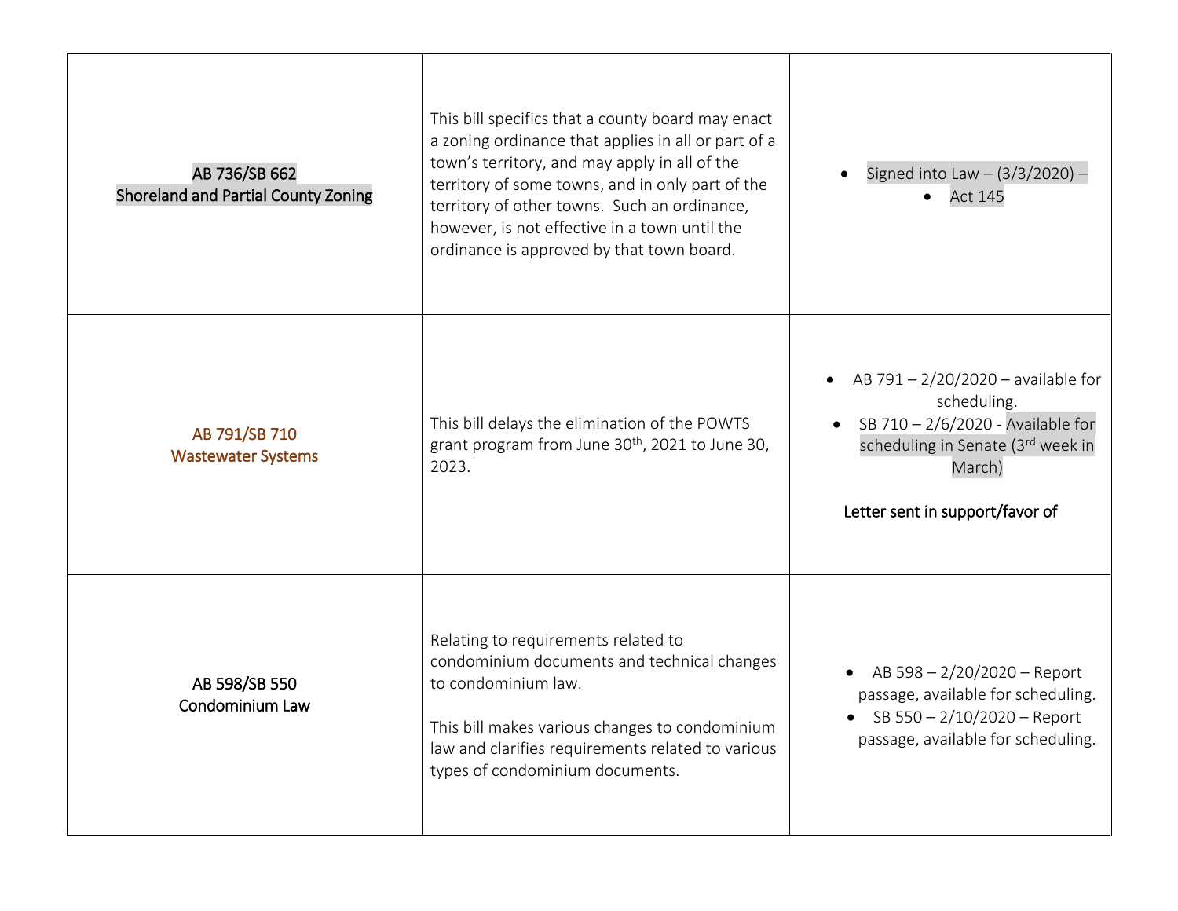| | | |
|---|---|---|
| AB 736/SB 662<br>Shoreland and Partial County Zoning | This bill specifics that a county board may enact a zoning ordinance that applies in all or part of a town's territory, and may apply in all of the territory of some towns, and in only part of the territory of other towns. Such an ordinance, however, is not effective in a town until the ordinance is approved by that town board. | • Signed into Law – (3/3/2020) –<br>• Act 145 |
| AB 791/SB 710<br>Wastewater Systems | This bill delays the elimination of the POWTS grant program from June 30th, 2021 to June 30, 2023. | • AB 791 – 2/20/2020 – available for scheduling.<br>• SB 710 – 2/6/2020 - Available for scheduling in Senate (3rd week in March)<br><br>Letter sent in support/favor of |
| AB 598/SB 550<br>Condominium Law | Relating to requirements related to condominium documents and technical changes to condominium law.<br><br>This bill makes various changes to condominium law and clarifies requirements related to various types of condominium documents. | • AB 598 – 2/20/2020 – Report passage, available for scheduling.<br>• SB 550 – 2/10/2020 – Report passage, available for scheduling. |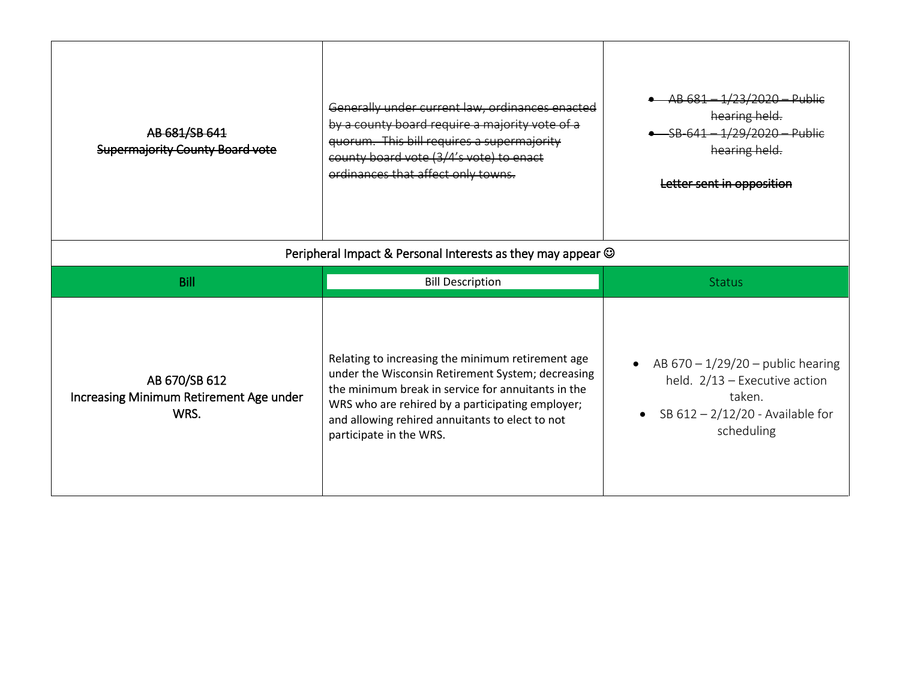| | | |
|---|---|---|
| ~~AB 681/SB 641~~<br>~~Supermajority County Board vote~~ | ~~Generally under current law, ordinances enacted by a county board require a majority vote of a quorum. This bill requires a supermajority county board vote (3/4's vote) to enact ordinances that affect only towns.~~ | • ~~AB 681 – 1/23/2020 – Public hearing held.~~<br>• ~~SB-641 – 1/29/2020 – Public hearing held.~~<br><br>~~**Letter sent in opposition**~~ |
| Peripheral Impact & Personal Interests as they may appear ☺ | | |
| **Bill** | **Bill Description** | **Status** |
| AB 670/SB 612<br>Increasing Minimum Retirement Age under WRS. | Relating to increasing the minimum retirement age under the Wisconsin Retirement System; decreasing the minimum break in service for annuitants in the WRS who are rehired by a participating employer; and allowing rehired annuitants to elect to not participate in the WRS. | • AB 670 – 1/29/20 – public hearing held. 2/13 – Executive action taken.<br>• SB 612 – 2/12/20 - Available for scheduling |